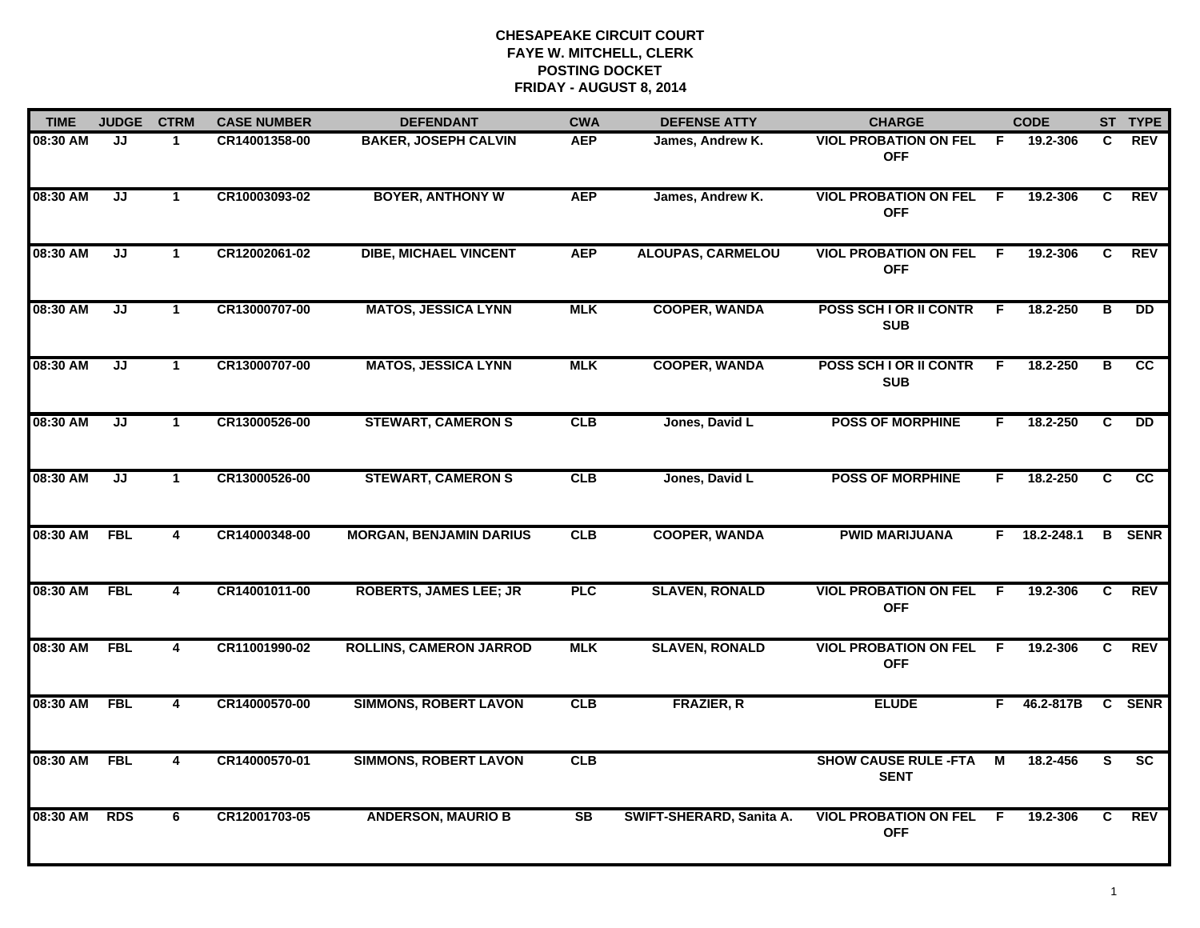**CHESAPEAKE CIRCUIT COURT**
**FAYE W. MITCHELL, CLERK**
**POSTING DOCKET**
**FRIDAY - AUGUST 8, 2014**

| TIME | JUDGE | CTRM | CASE NUMBER | DEFENDANT | CWA | DEFENSE ATTY | CHARGE | | CODE | ST | TYPE |
|---|---|---|---|---|---|---|---|---|---|---|---|
| 08:30 AM | JJ | 1 | CR14001358-00 | BAKER, JOSEPH CALVIN | AEP | James, Andrew K. | VIOL PROBATION ON FEL OFF | F | 19.2-306 | C | REV |
| 08:30 AM | JJ | 1 | CR10003093-02 | BOYER, ANTHONY W | AEP | James, Andrew K. | VIOL PROBATION ON FEL OFF | F | 19.2-306 | C | REV |
| 08:30 AM | JJ | 1 | CR12002061-02 | DIBE, MICHAEL VINCENT | AEP | ALOUPAS, CARMELOU | VIOL PROBATION ON FEL OFF | F | 19.2-306 | C | REV |
| 08:30 AM | JJ | 1 | CR13000707-00 | MATOS, JESSICA LYNN | MLK | COOPER, WANDA | POSS SCH I OR II CONTR SUB | F | 18.2-250 | B | DD |
| 08:30 AM | JJ | 1 | CR13000707-00 | MATOS, JESSICA LYNN | MLK | COOPER, WANDA | POSS SCH I OR II CONTR SUB | F | 18.2-250 | B | CC |
| 08:30 AM | JJ | 1 | CR13000526-00 | STEWART, CAMERON S | CLB | Jones, David L | POSS OF MORPHINE | F | 18.2-250 | C | DD |
| 08:30 AM | JJ | 1 | CR13000526-00 | STEWART, CAMERON S | CLB | Jones, David L | POSS OF MORPHINE | F | 18.2-250 | C | CC |
| 08:30 AM | FBL | 4 | CR14000348-00 | MORGAN, BENJAMIN DARIUS | CLB | COOPER, WANDA | PWID MARIJUANA | F | 18.2-248.1 | B | SENR |
| 08:30 AM | FBL | 4 | CR14001011-00 | ROBERTS, JAMES LEE; JR | PLC | SLAVEN, RONALD | VIOL PROBATION ON FEL OFF | F | 19.2-306 | C | REV |
| 08:30 AM | FBL | 4 | CR11001990-02 | ROLLINS, CAMERON JARROD | MLK | SLAVEN, RONALD | VIOL PROBATION ON FEL OFF | F | 19.2-306 | C | REV |
| 08:30 AM | FBL | 4 | CR14000570-00 | SIMMONS, ROBERT LAVON | CLB | FRAZIER, R | ELUDE | F | 46.2-817B | C | SENR |
| 08:30 AM | FBL | 4 | CR14000570-01 | SIMMONS, ROBERT LAVON | CLB | | SHOW CAUSE RULE -FTA SENT | M | 18.2-456 | S | SC |
| 08:30 AM | RDS | 6 | CR12001703-05 | ANDERSON, MAURIO B | SB | SWIFT-SHERARD, Sanita A. | VIOL PROBATION ON FEL OFF | F | 19.2-306 | C | REV |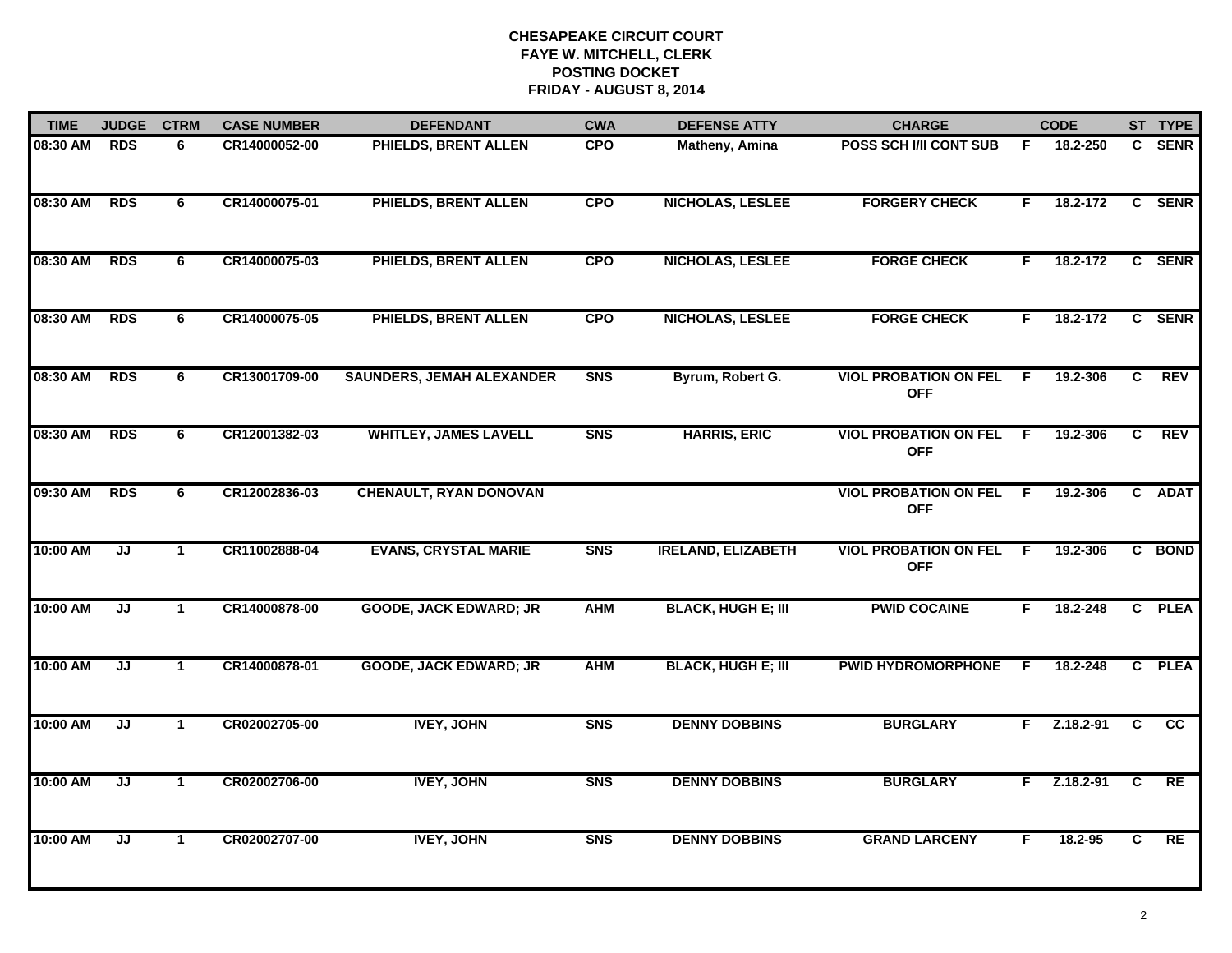**CHESAPEAKE CIRCUIT COURT**
**FAYE W. MITCHELL, CLERK**
**POSTING DOCKET**
**FRIDAY - AUGUST 8, 2014**

| TIME | JUDGE | CTRM | CASE NUMBER | DEFENDANT | CWA | DEFENSE ATTY | CHARGE | | CODE | ST | TYPE |
|---|---|---|---|---|---|---|---|---|---|---|---|
| 08:30 AM | RDS | 6 | CR14000052-00 | PHIELDS, BRENT ALLEN | CPO | Matheny, Amina | POSS SCH I/II CONT SUB | F | 18.2-250 | C | SENR |
| 08:30 AM | RDS | 6 | CR14000075-01 | PHIELDS, BRENT ALLEN | CPO | NICHOLAS, LESLEE | FORGERY CHECK | F | 18.2-172 | C | SENR |
| 08:30 AM | RDS | 6 | CR14000075-03 | PHIELDS, BRENT ALLEN | CPO | NICHOLAS, LESLEE | FORGE CHECK | F | 18.2-172 | C | SENR |
| 08:30 AM | RDS | 6 | CR14000075-05 | PHIELDS, BRENT ALLEN | CPO | NICHOLAS, LESLEE | FORGE CHECK | F | 18.2-172 | C | SENR |
| 08:30 AM | RDS | 6 | CR13001709-00 | SAUNDERS, JEMAH ALEXANDER | SNS | Byrum, Robert G. | VIOL PROBATION ON FEL OFF | F | 19.2-306 | C | REV |
| 08:30 AM | RDS | 6 | CR12001382-03 | WHITLEY, JAMES LAVELL | SNS | HARRIS, ERIC | VIOL PROBATION ON FEL OFF | F | 19.2-306 | C | REV |
| 09:30 AM | RDS | 6 | CR12002836-03 | CHENAULT, RYAN DONOVAN | | | VIOL PROBATION ON FEL OFF | F | 19.2-306 | C | ADAT |
| 10:00 AM | JJ | 1 | CR11002888-04 | EVANS, CRYSTAL MARIE | SNS | IRELAND, ELIZABETH | VIOL PROBATION ON FEL OFF | F | 19.2-306 | C | BOND |
| 10:00 AM | JJ | 1 | CR14000878-00 | GOODE, JACK EDWARD; JR | AHM | BLACK, HUGH E; III | PWID COCAINE | F | 18.2-248 | C | PLEA |
| 10:00 AM | JJ | 1 | CR14000878-01 | GOODE, JACK EDWARD; JR | AHM | BLACK, HUGH E; III | PWID HYDROMORPHONE | F | 18.2-248 | C | PLEA |
| 10:00 AM | JJ | 1 | CR02002705-00 | IVEY, JOHN | SNS | DENNY DOBBINS | BURGLARY | F | Z.18.2-91 | C | CC |
| 10:00 AM | JJ | 1 | CR02002706-00 | IVEY, JOHN | SNS | DENNY DOBBINS | BURGLARY | F | Z.18.2-91 | C | RE |
| 10:00 AM | JJ | 1 | CR02002707-00 | IVEY, JOHN | SNS | DENNY DOBBINS | GRAND LARCENY | F | 18.2-95 | C | RE |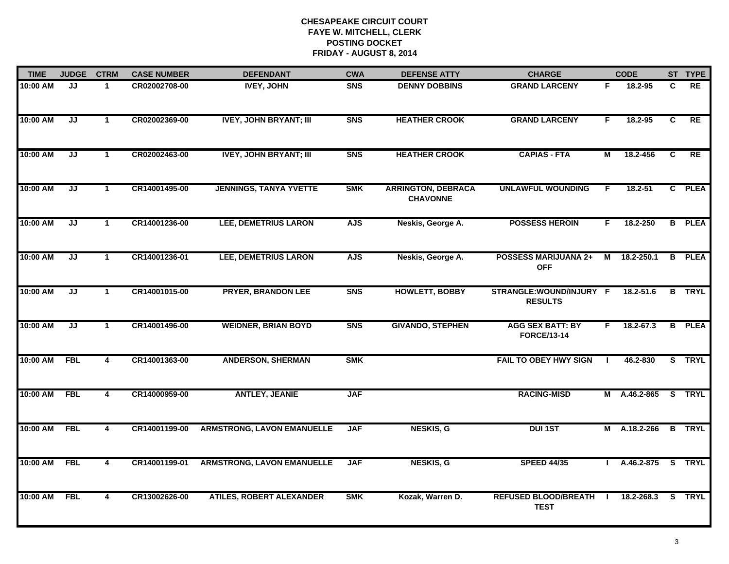**CHESAPEAKE CIRCUIT COURT**
**FAYE W. MITCHELL, CLERK**
**POSTING DOCKET**
**FRIDAY - AUGUST 8, 2014**

| TIME | JUDGE | CTRM | CASE NUMBER | DEFENDANT | CWA | DEFENSE ATTY | CHARGE | | CODE | ST | TYPE |
|---|---|---|---|---|---|---|---|---|---|---|---|
| 10:00 AM | JJ | 1 | CR02002708-00 | IVEY, JOHN | SNS | DENNY DOBBINS | GRAND LARCENY | F | 18.2-95 | C | RE |
| 10:00 AM | JJ | 1 | CR02002369-00 | IVEY, JOHN BRYANT; III | SNS | HEATHER CROOK | GRAND LARCENY | F | 18.2-95 | C | RE |
| 10:00 AM | JJ | 1 | CR02002463-00 | IVEY, JOHN BRYANT; III | SNS | HEATHER CROOK | CAPIAS - FTA | M | 18.2-456 | C | RE |
| 10:00 AM | JJ | 1 | CR14001495-00 | JENNINGS, TANYA YVETTE | SMK | ARRINGTON, DEBRACA CHAVONNE | UNLAWFUL WOUNDING | F | 18.2-51 | C | PLEA |
| 10:00 AM | JJ | 1 | CR14001236-00 | LEE, DEMETRIUS LARON | AJS | Neskis, George A. | POSSESS HEROIN | F | 18.2-250 | B | PLEA |
| 10:00 AM | JJ | 1 | CR14001236-01 | LEE, DEMETRIUS LARON | AJS | Neskis, George A. | POSSESS MARIJUANA 2+ OFF | M | 18.2-250.1 | B | PLEA |
| 10:00 AM | JJ | 1 | CR14001015-00 | PRYER, BRANDON LEE | SNS | HOWLETT, BOBBY | STRANGLE:WOUND/INJURY RESULTS | F | 18.2-51.6 | B | TRYL |
| 10:00 AM | JJ | 1 | CR14001496-00 | WEIDNER, BRIAN BOYD | SNS | GIVANDO, STEPHEN | AGG SEX BATT: BY FORCE/13-14 | F | 18.2-67.3 | B | PLEA |
| 10:00 AM | FBL | 4 | CR14001363-00 | ANDERSON, SHERMAN | SMK | | FAIL TO OBEY HWY SIGN | I | 46.2-830 | S | TRYL |
| 10:00 AM | FBL | 4 | CR14000959-00 | ANTLEY, JEANIE | JAF | | RACING-MISD | M | A.46.2-865 | S | TRYL |
| 10:00 AM | FBL | 4 | CR14001199-00 | ARMSTRONG, LAVON EMANUELLE | JAF | NESKIS, G | DUI 1ST | M | A.18.2-266 | B | TRYL |
| 10:00 AM | FBL | 4 | CR14001199-01 | ARMSTRONG, LAVON EMANUELLE | JAF | NESKIS, G | SPEED 44/35 | I | A.46.2-875 | S | TRYL |
| 10:00 AM | FBL | 4 | CR13002626-00 | ATILES, ROBERT ALEXANDER | SMK | Kozak, Warren D. | REFUSED BLOOD/BREATH TEST | I | 18.2-268.3 | S | TRYL |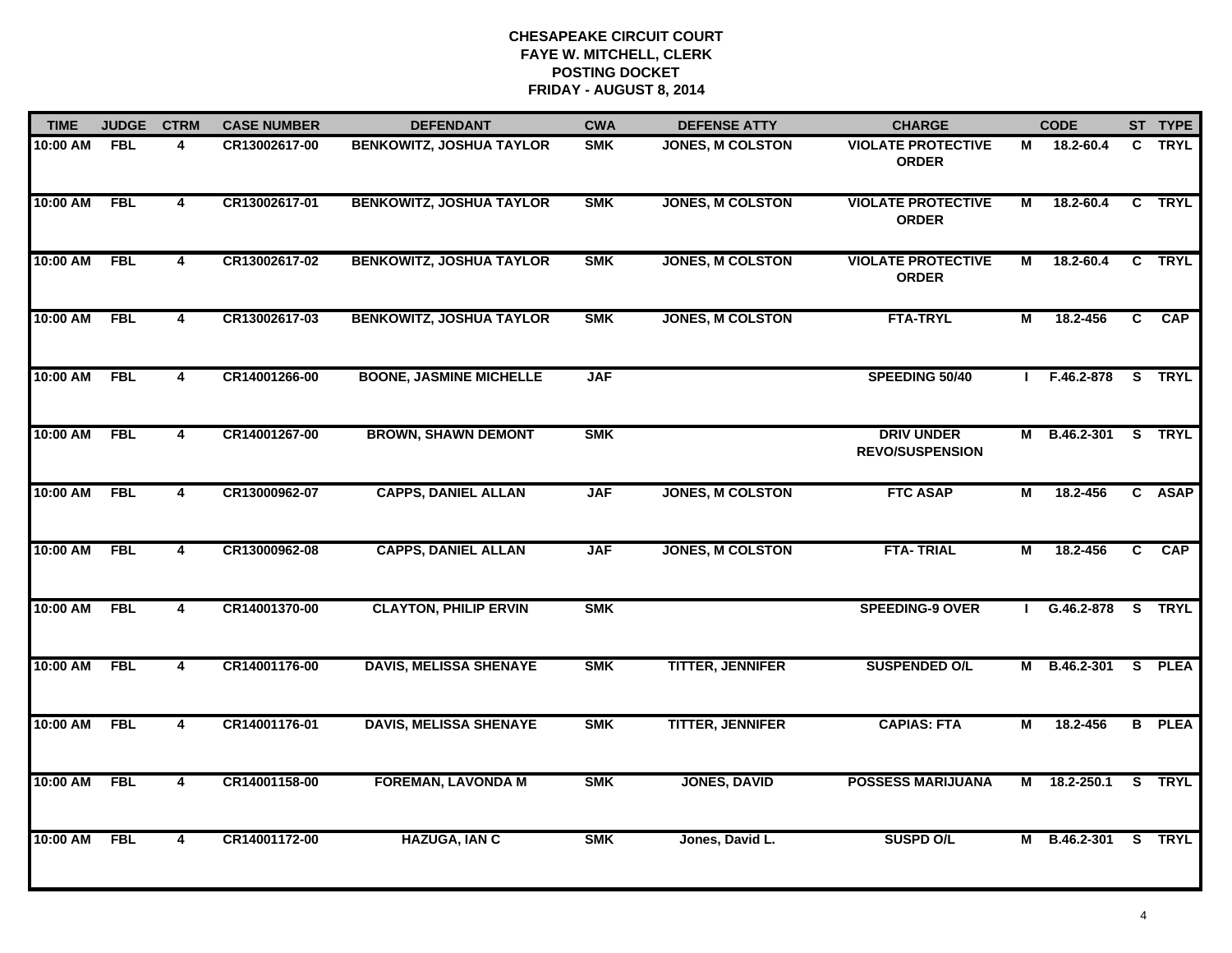**CHESAPEAKE CIRCUIT COURT**
**FAYE W. MITCHELL, CLERK**
**POSTING DOCKET**
**FRIDAY - AUGUST 8, 2014**

| TIME | JUDGE | CTRM | CASE NUMBER | DEFENDANT | CWA | DEFENSE ATTY | CHARGE | | CODE | ST | TYPE |
|---|---|---|---|---|---|---|---|---|---|---|---|
| 10:00 AM | FBL | 4 | CR13002617-00 | BENKOWITZ, JOSHUA TAYLOR | SMK | JONES, M COLSTON | VIOLATE PROTECTIVE ORDER | M | 18.2-60.4 | C | TRYL |
| 10:00 AM | FBL | 4 | CR13002617-01 | BENKOWITZ, JOSHUA TAYLOR | SMK | JONES, M COLSTON | VIOLATE PROTECTIVE ORDER | M | 18.2-60.4 | C | TRYL |
| 10:00 AM | FBL | 4 | CR13002617-02 | BENKOWITZ, JOSHUA TAYLOR | SMK | JONES, M COLSTON | VIOLATE PROTECTIVE ORDER | M | 18.2-60.4 | C | TRYL |
| 10:00 AM | FBL | 4 | CR13002617-03 | BENKOWITZ, JOSHUA TAYLOR | SMK | JONES, M COLSTON | FTA-TRYL | M | 18.2-456 | C | CAP |
| 10:00 AM | FBL | 4 | CR14001266-00 | BOONE, JASMINE MICHELLE | JAF | | SPEEDING 50/40 | I | F.46.2-878 | S | TRYL |
| 10:00 AM | FBL | 4 | CR14001267-00 | BROWN, SHAWN DEMONT | SMK | | DRIV UNDER REVO/SUSPENSION | M | B.46.2-301 | S | TRYL |
| 10:00 AM | FBL | 4 | CR13000962-07 | CAPPS, DANIEL ALLAN | JAF | JONES, M COLSTON | FTC ASAP | M | 18.2-456 | C | ASAP |
| 10:00 AM | FBL | 4 | CR13000962-08 | CAPPS, DANIEL ALLAN | JAF | JONES, M COLSTON | FTA- TRIAL | M | 18.2-456 | C | CAP |
| 10:00 AM | FBL | 4 | CR14001370-00 | CLAYTON, PHILIP ERVIN | SMK | | SPEEDING-9 OVER | I | G.46.2-878 | S | TRYL |
| 10:00 AM | FBL | 4 | CR14001176-00 | DAVIS, MELISSA SHENAYE | SMK | TITTER, JENNIFER | SUSPENDED O/L | M | B.46.2-301 | S | PLEA |
| 10:00 AM | FBL | 4 | CR14001176-01 | DAVIS, MELISSA SHENAYE | SMK | TITTER, JENNIFER | CAPIAS: FTA | M | 18.2-456 | B | PLEA |
| 10:00 AM | FBL | 4 | CR14001158-00 | FOREMAN, LAVONDA M | SMK | JONES, DAVID | POSSESS MARIJUANA | M | 18.2-250.1 | S | TRYL |
| 10:00 AM | FBL | 4 | CR14001172-00 | HAZUGA, IAN C | SMK | Jones, David L. | SUSPD O/L | M | B.46.2-301 | S | TRYL |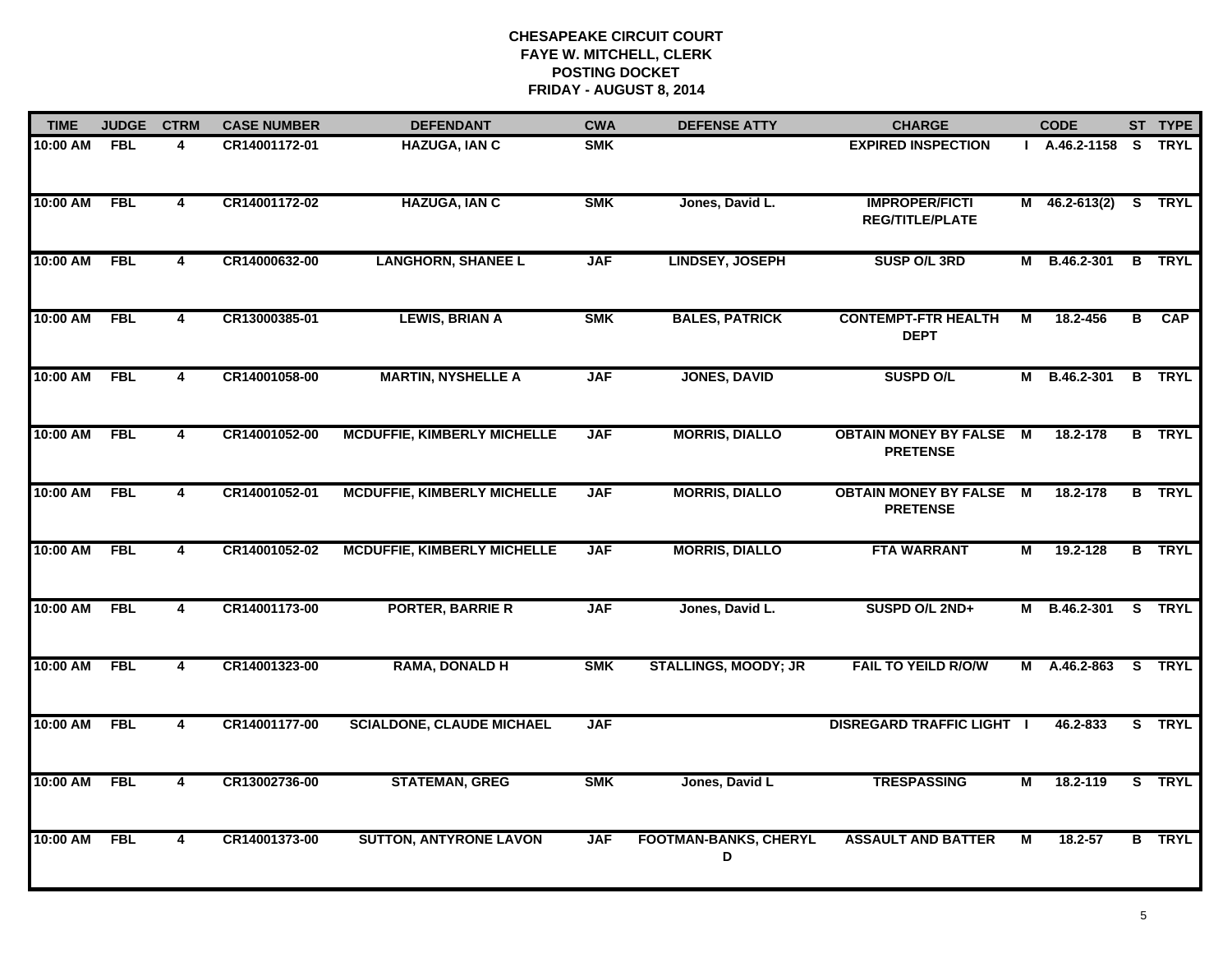# CHESAPEAKE CIRCUIT COURT
## FAYE W. MITCHELL, CLERK
## POSTING DOCKET
## FRIDAY - AUGUST 8, 2014

| TIME | JUDGE | CTRM | CASE NUMBER | DEFENDANT | CWA | DEFENSE ATTY | CHARGE | | CODE | ST | TYPE |
|---|---|---|---|---|---|---|---|---|---|---|---|
| 10:00 AM | FBL | 4 | CR14001172-01 | HAZUGA, IAN C | SMK | | EXPIRED INSPECTION | I | A.46.2-1158 | S | TRYL |
| 10:00 AM | FBL | 4 | CR14001172-02 | HAZUGA, IAN C | SMK | Jones, David L. | IMPROPER/FICTI REG/TITLE/PLATE | M | 46.2-613(2) | S | TRYL |
| 10:00 AM | FBL | 4 | CR14000632-00 | LANGHORN, SHANEE L | JAF | LINDSEY, JOSEPH | SUSP O/L 3RD | M | B.46.2-301 | B | TRYL |
| 10:00 AM | FBL | 4 | CR13000385-01 | LEWIS, BRIAN A | SMK | BALES, PATRICK | CONTEMPT-FTR HEALTH DEPT | M | 18.2-456 | B | CAP |
| 10:00 AM | FBL | 4 | CR14001058-00 | MARTIN, NYSHELLE A | JAF | JONES, DAVID | SUSPD O/L | M | B.46.2-301 | B | TRYL |
| 10:00 AM | FBL | 4 | CR14001052-00 | MCDUFFIE, KIMBERLY MICHELLE | JAF | MORRIS, DIALLO | OBTAIN MONEY BY FALSE PRETENSE | M | 18.2-178 | B | TRYL |
| 10:00 AM | FBL | 4 | CR14001052-01 | MCDUFFIE, KIMBERLY MICHELLE | JAF | MORRIS, DIALLO | OBTAIN MONEY BY FALSE PRETENSE | M | 18.2-178 | B | TRYL |
| 10:00 AM | FBL | 4 | CR14001052-02 | MCDUFFIE, KIMBERLY MICHELLE | JAF | MORRIS, DIALLO | FTA WARRANT | M | 19.2-128 | B | TRYL |
| 10:00 AM | FBL | 4 | CR14001173-00 | PORTER, BARRIE R | JAF | Jones, David L. | SUSPD O/L 2ND+ | M | B.46.2-301 | S | TRYL |
| 10:00 AM | FBL | 4 | CR14001323-00 | RAMA, DONALD H | SMK | STALLINGS, MOODY; JR | FAIL TO YEILD R/O/W | M | A.46.2-863 | S | TRYL |
| 10:00 AM | FBL | 4 | CR14001177-00 | SCIALDONE, CLAUDE MICHAEL | JAF | | DISREGARD TRAFFIC LIGHT | I | 46.2-833 | S | TRYL |
| 10:00 AM | FBL | 4 | CR13002736-00 | STATEMAN, GREG | SMK | Jones, David L | TRESPASSING | M | 18.2-119 | S | TRYL |
| 10:00 AM | FBL | 4 | CR14001373-00 | SUTTON, ANTYRONE LAVON | JAF | FOOTMAN-BANKS, CHERYL D | ASSAULT AND BATTER | M | 18.2-57 | B | TRYL |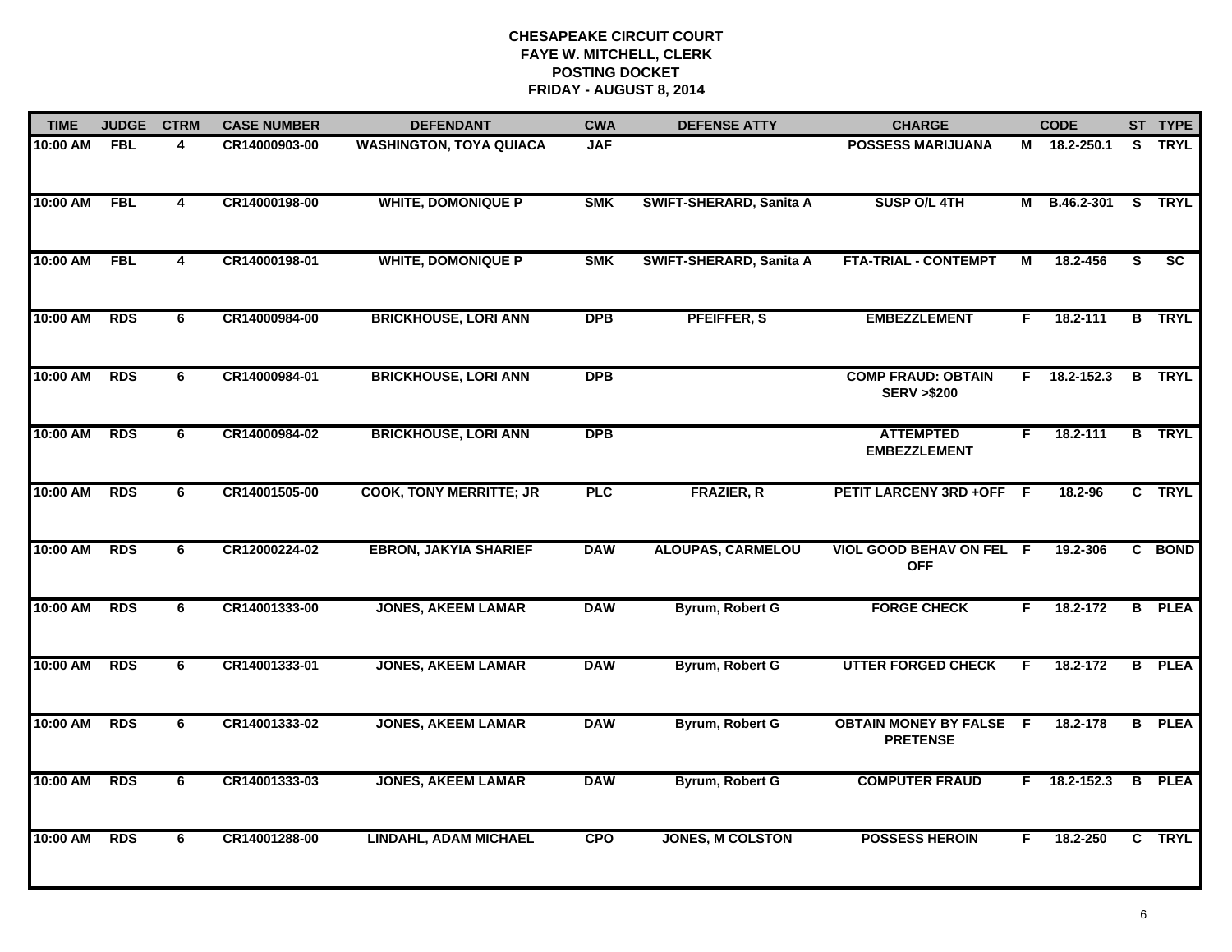**CHESAPEAKE CIRCUIT COURT**
**FAYE W. MITCHELL, CLERK**
**POSTING DOCKET**
**FRIDAY - AUGUST 8, 2014**

| TIME | JUDGE | CTRM | CASE NUMBER | DEFENDANT | CWA | DEFENSE ATTY | CHARGE | | CODE | ST | TYPE |
|---|---|---|---|---|---|---|---|---|---|---|---|
| 10:00 AM | FBL | 4 | CR14000903-00 | WASHINGTON, TOYA QUIACA | JAF | | POSSESS MARIJUANA | M | 18.2-250.1 | S | TRYL |
| 10:00 AM | FBL | 4 | CR14000198-00 | WHITE, DOMONIQUE P | SMK | SWIFT-SHERARD, Sanita A | SUSP O/L 4TH | M | B.46.2-301 | S | TRYL |
| 10:00 AM | FBL | 4 | CR14000198-01 | WHITE, DOMONIQUE P | SMK | SWIFT-SHERARD, Sanita A | FTA-TRIAL - CONTEMPT | M | 18.2-456 | S | SC |
| 10:00 AM | RDS | 6 | CR14000984-00 | BRICKHOUSE, LORI ANN | DPB | PFEIFFER, S | EMBEZZLEMENT | F | 18.2-111 | B | TRYL |
| 10:00 AM | RDS | 6 | CR14000984-01 | BRICKHOUSE, LORI ANN | DPB | | COMP FRAUD: OBTAIN SERV >$200 | F | 18.2-152.3 | B | TRYL |
| 10:00 AM | RDS | 6 | CR14000984-02 | BRICKHOUSE, LORI ANN | DPB | | ATTEMPTED EMBEZZLEMENT | F | 18.2-111 | B | TRYL |
| 10:00 AM | RDS | 6 | CR14001505-00 | COOK, TONY MERRITTE; JR | PLC | FRAZIER, R | PETIT LARCENY 3RD +OFF | F | 18.2-96 | C | TRYL |
| 10:00 AM | RDS | 6 | CR12000224-02 | EBRON, JAKYIA SHARIEF | DAW | ALOUPAS, CARMELOU | VIOL GOOD BEHAV ON FEL OFF | F | 19.2-306 | C | BOND |
| 10:00 AM | RDS | 6 | CR14001333-00 | JONES, AKEEM LAMAR | DAW | Byrum, Robert G | FORGE CHECK | F | 18.2-172 | B | PLEA |
| 10:00 AM | RDS | 6 | CR14001333-01 | JONES, AKEEM LAMAR | DAW | Byrum, Robert G | UTTER FORGED CHECK | F | 18.2-172 | B | PLEA |
| 10:00 AM | RDS | 6 | CR14001333-02 | JONES, AKEEM LAMAR | DAW | Byrum, Robert G | OBTAIN MONEY BY FALSE PRETENSE | F | 18.2-178 | B | PLEA |
| 10:00 AM | RDS | 6 | CR14001333-03 | JONES, AKEEM LAMAR | DAW | Byrum, Robert G | COMPUTER FRAUD | F | 18.2-152.3 | B | PLEA |
| 10:00 AM | RDS | 6 | CR14001288-00 | LINDAHL, ADAM MICHAEL | CPO | JONES, M COLSTON | POSSESS HEROIN | F | 18.2-250 | C | TRYL |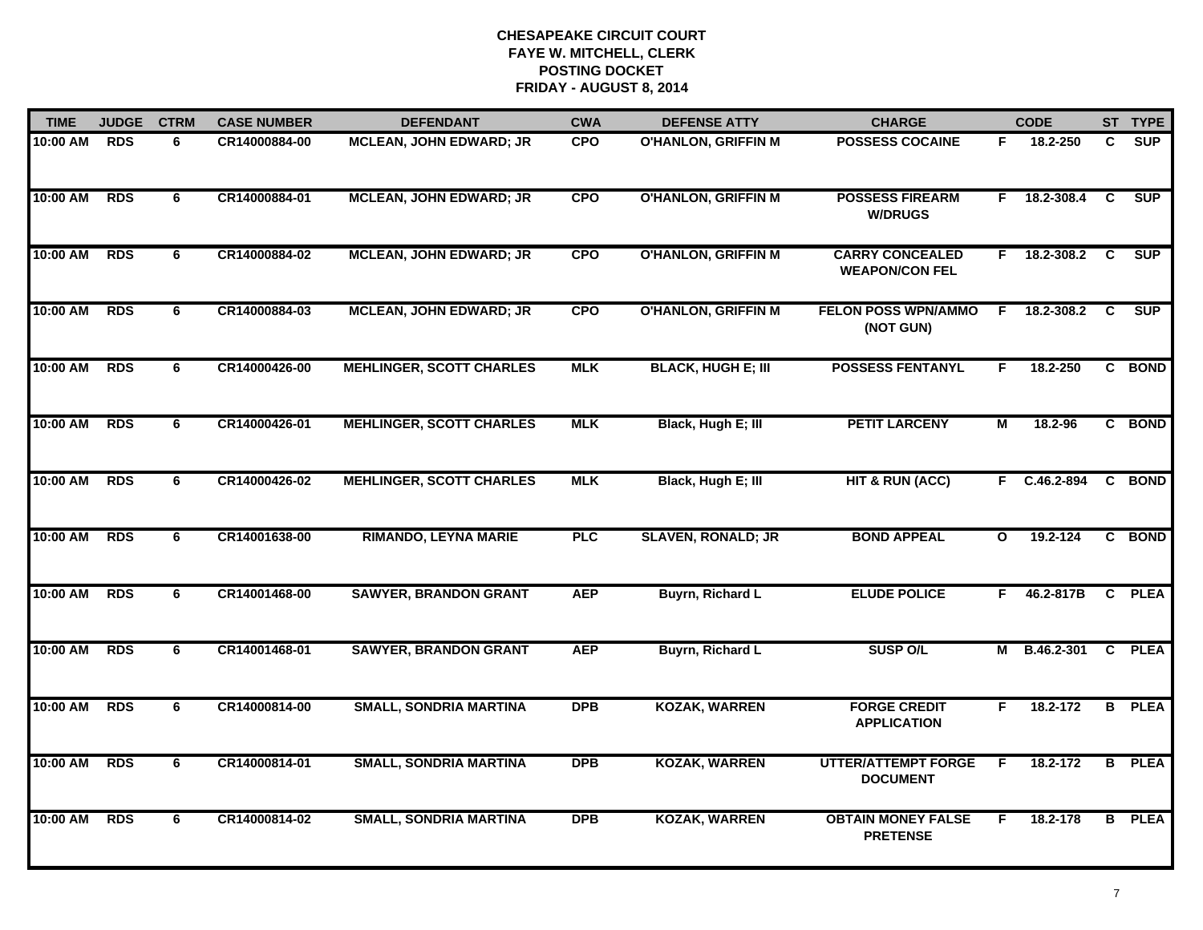# CHESAPEAKE CIRCUIT COURT
## FAYE W. MITCHELL, CLERK
## POSTING DOCKET
## FRIDAY - AUGUST 8, 2014

| TIME | JUDGE | CTRM | CASE NUMBER | DEFENDANT | CWA | DEFENSE ATTY | CHARGE | | CODE | ST | TYPE |
|---|---|---|---|---|---|---|---|---|---|---|---|
| 10:00 AM | RDS | 6 | CR14000884-00 | MCLEAN, JOHN EDWARD; JR | CPO | O'HANLON, GRIFFIN M | POSSESS COCAINE | F | 18.2-250 | C | SUP |
| 10:00 AM | RDS | 6 | CR14000884-01 | MCLEAN, JOHN EDWARD; JR | CPO | O'HANLON, GRIFFIN M | POSSESS FIREARM W/DRUGS | F | 18.2-308.4 | C | SUP |
| 10:00 AM | RDS | 6 | CR14000884-02 | MCLEAN, JOHN EDWARD; JR | CPO | O'HANLON, GRIFFIN M | CARRY CONCEALED WEAPON/CON FEL | F | 18.2-308.2 | C | SUP |
| 10:00 AM | RDS | 6 | CR14000884-03 | MCLEAN, JOHN EDWARD; JR | CPO | O'HANLON, GRIFFIN M | FELON POSS WPN/AMMO (NOT GUN) | F | 18.2-308.2 | C | SUP |
| 10:00 AM | RDS | 6 | CR14000426-00 | MEHLINGER, SCOTT CHARLES | MLK | BLACK, HUGH E; III | POSSESS FENTANYL | F | 18.2-250 | C | BOND |
| 10:00 AM | RDS | 6 | CR14000426-01 | MEHLINGER, SCOTT CHARLES | MLK | Black, Hugh E; III | PETIT LARCENY | M | 18.2-96 | C | BOND |
| 10:00 AM | RDS | 6 | CR14000426-02 | MEHLINGER, SCOTT CHARLES | MLK | Black, Hugh E; III | HIT & RUN (ACC) | F | C.46.2-894 | C | BOND |
| 10:00 AM | RDS | 6 | CR14001638-00 | RIMANDO, LEYNA MARIE | PLC | SLAVEN, RONALD; JR | BOND APPEAL | O | 19.2-124 | C | BOND |
| 10:00 AM | RDS | 6 | CR14001468-00 | SAWYER, BRANDON GRANT | AEP | Buyrn, Richard L | ELUDE POLICE | F | 46.2-817B | C | PLEA |
| 10:00 AM | RDS | 6 | CR14001468-01 | SAWYER, BRANDON GRANT | AEP | Buyrn, Richard L | SUSP O/L | M | B.46.2-301 | C | PLEA |
| 10:00 AM | RDS | 6 | CR14000814-00 | SMALL, SONDRIA MARTINA | DPB | KOZAK, WARREN | FORGE CREDIT APPLICATION | F | 18.2-172 | B | PLEA |
| 10:00 AM | RDS | 6 | CR14000814-01 | SMALL, SONDRIA MARTINA | DPB | KOZAK, WARREN | UTTER/ATTEMPT FORGE DOCUMENT | F | 18.2-172 | B | PLEA |
| 10:00 AM | RDS | 6 | CR14000814-02 | SMALL, SONDRIA MARTINA | DPB | KOZAK, WARREN | OBTAIN MONEY FALSE PRETENSE | F | 18.2-178 | B | PLEA |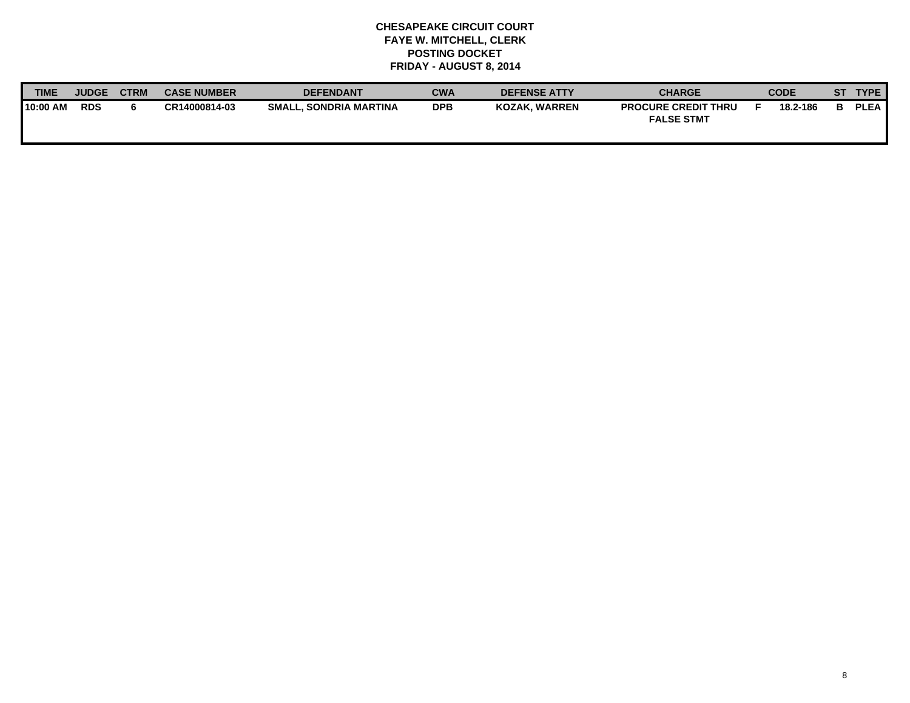**CHESAPEAKE CIRCUIT COURT**
**FAYE W. MITCHELL, CLERK**
**POSTING DOCKET**
**FRIDAY - AUGUST 8, 2014**

| TIME | JUDGE | CTRM | CASE NUMBER | DEFENDANT | CWA | DEFENSE ATTY | CHARGE | | CODE | ST | TYPE |
|---|---|---|---|---|---|---|---|---|---|---|---|
| 10:00 AM | RDS | 6 | CR14000814-03 | SMALL, SONDRIA MARTINA | DPB | KOZAK, WARREN | PROCURE CREDIT THRU FALSE STMT | F | 18.2-186 | B | PLEA |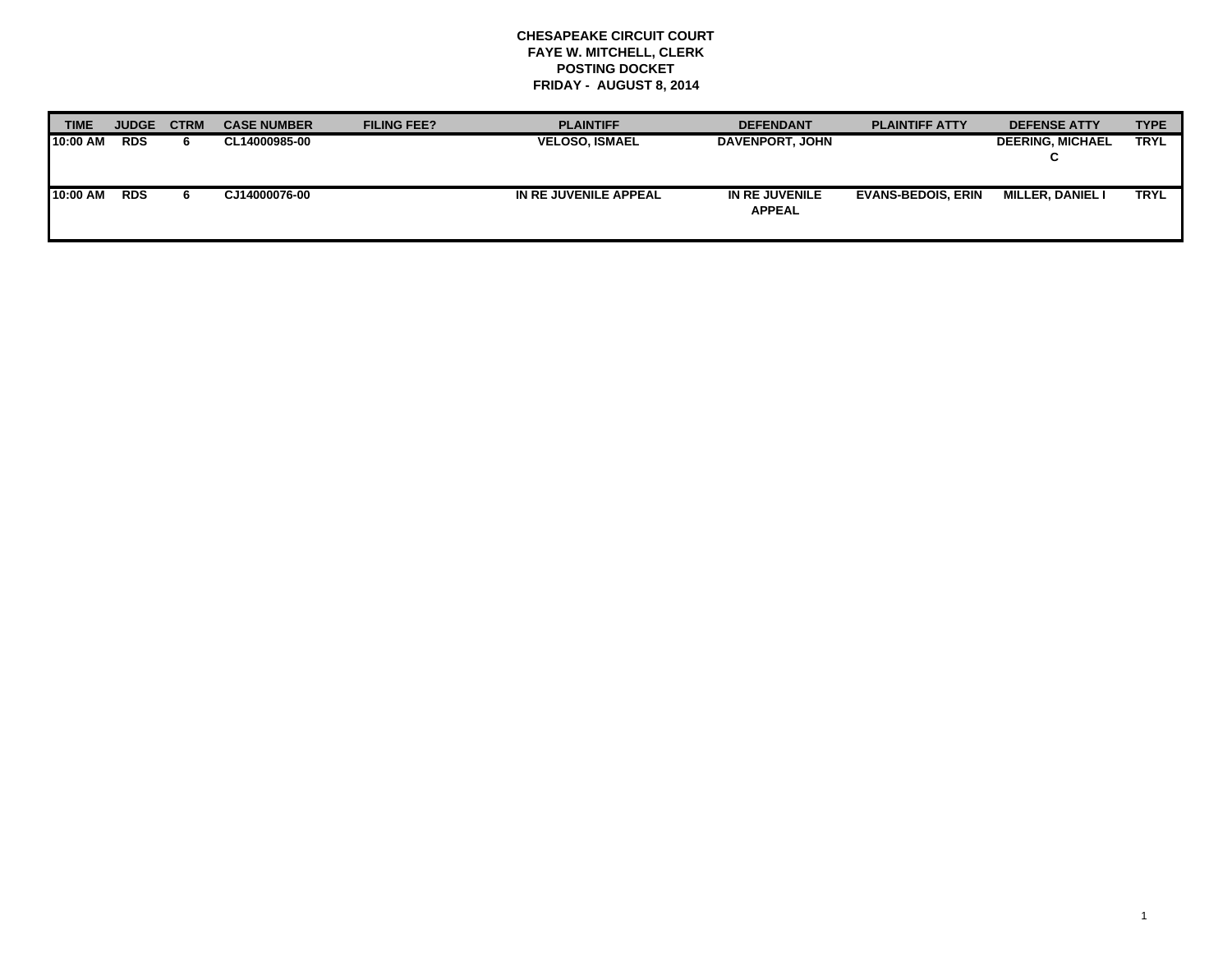**CHESAPEAKE CIRCUIT COURT**
**FAYE W. MITCHELL, CLERK**
**POSTING DOCKET**
**FRIDAY - AUGUST 8, 2014**

| TIME | JUDGE | CTRM | CASE NUMBER | FILING FEE? | PLAINTIFF | DEFENDANT | PLAINTIFF ATTY | DEFENSE ATTY | TYPE |
|---|---|---|---|---|---|---|---|---|---|
| 10:00 AM | RDS | 6 | CL14000985-00 | | VELOSO, ISMAEL | DAVENPORT, JOHN | | DEERING, MICHAEL C | TRYL |
| 10:00 AM | RDS | 6 | CJ14000076-00 | | IN RE JUVENILE APPEAL | IN RE JUVENILE APPEAL | EVANS-BEDOIS, ERIN | MILLER, DANIEL I | TRYL |